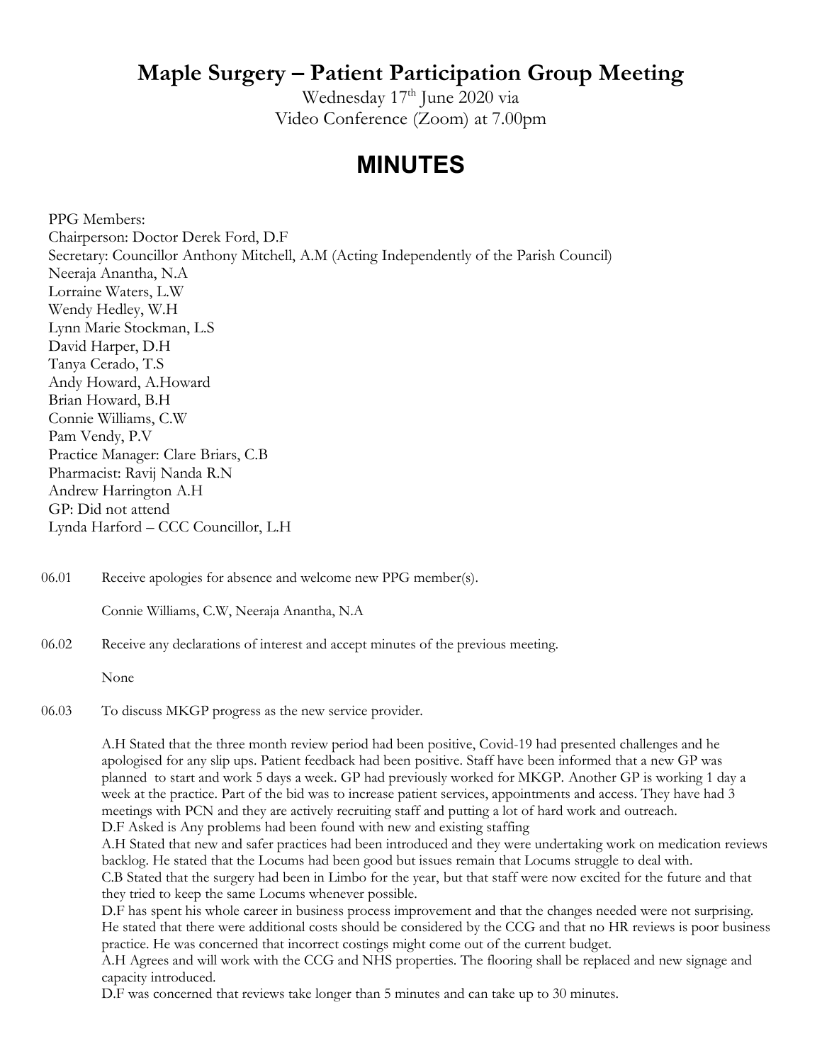# Maple Surgery – Patient Participation Group Meeting

Wednesday 17th June 2020 via
Video Conference (Zoom) at 7.00pm

# MINUTES

PPG Members:
Chairperson: Doctor Derek Ford, D.F
Secretary: Councillor Anthony Mitchell, A.M (Acting Independently of the Parish Council)
Neeraja Anantha, N.A
Lorraine Waters, L.W
Wendy Hedley, W.H
Lynn Marie Stockman, L.S
David Harper, D.H
Tanya Cerado, T.S
Andy Howard, A.Howard
Brian Howard, B.H
Connie Williams, C.W
Pam Vendy, P.V
Practice Manager: Clare Briars, C.B
Pharmacist: Ravij Nanda R.N
Andrew Harrington A.H
GP: Did not attend
Lynda Harford – CCC Councillor, L.H

06.01 Receive apologies for absence and welcome new PPG member(s).

Connie Williams, C.W, Neeraja Anantha, N.A

06.02 Receive any declarations of interest and accept minutes of the previous meeting.

None

06.03 To discuss MKGP progress as the new service provider.

A.H Stated that the three month review period had been positive, Covid-19 had presented challenges and he apologised for any slip ups. Patient feedback had been positive. Staff have been informed that a new GP was planned to start and work 5 days a week. GP had previously worked for MKGP. Another GP is working 1 day a week at the practice. Part of the bid was to increase patient services, appointments and access. They have had 3 meetings with PCN and they are actively recruiting staff and putting a lot of hard work and outreach.
D.F Asked is Any problems had been found with new and existing staffing
A.H Stated that new and safer practices had been introduced and they were undertaking work on medication reviews backlog. He stated that the Locums had been good but issues remain that Locums struggle to deal with.
C.B Stated that the surgery had been in Limbo for the year, but that staff were now excited for the future and that they tried to keep the same Locums whenever possible.
D.F has spent his whole career in business process improvement and that the changes needed were not surprising. He stated that there were additional costs should be considered by the CCG and that no HR reviews is poor business practice. He was concerned that incorrect costings might come out of the current budget.
A.H Agrees and will work with the CCG and NHS properties. The flooring shall be replaced and new signage and capacity introduced.
D.F was concerned that reviews take longer than 5 minutes and can take up to 30 minutes.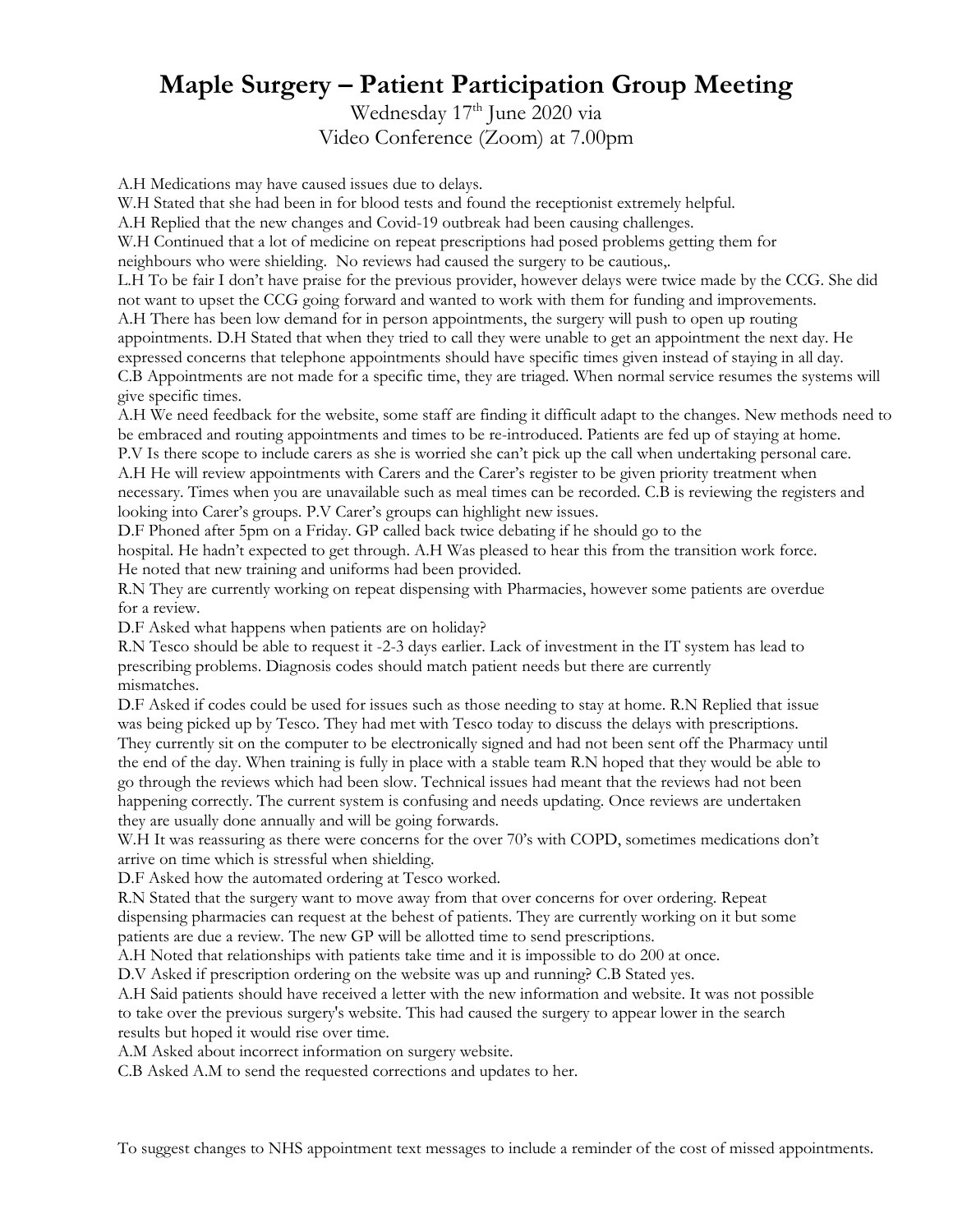# Maple Surgery – Patient Participation Group Meeting

Wednesday 17th June 2020 via
Video Conference (Zoom) at 7.00pm

A.H Medications may have caused issues due to delays.
W.H Stated that she had been in for blood tests and found the receptionist extremely helpful.
A.H Replied that the new changes and Covid-19 outbreak had been causing challenges.
W.H Continued that a lot of medicine on repeat prescriptions had posed problems getting them for neighbours who were shielding. No reviews had caused the surgery to be cautious,.
L.H To be fair I don't have praise for the previous provider, however delays were twice made by the CCG. She did not want to upset the CCG going forward and wanted to work with them for funding and improvements.
A.H There has been low demand for in person appointments, the surgery will push to open up routing appointments. D.H Stated that when they tried to call they were unable to get an appointment the next day. He expressed concerns that telephone appointments should have specific times given instead of staying in all day.
C.B Appointments are not made for a specific time, they are triaged. When normal service resumes the systems will give specific times.
A.H We need feedback for the website, some staff are finding it difficult adapt to the changes. New methods need to be embraced and routing appointments and times to be re-introduced. Patients are fed up of staying at home.
P.V Is there scope to include carers as she is worried she can't pick up the call when undertaking personal care.
A.H He will review appointments with Carers and the Carer's register to be given priority treatment when necessary. Times when you are unavailable such as meal times can be recorded. C.B is reviewing the registers and looking into Carer's groups. P.V Carer's groups can highlight new issues.
D.F Phoned after 5pm on a Friday. GP called back twice debating if he should go to the hospital. He hadn't expected to get through. A.H Was pleased to hear this from the transition work force. He noted that new training and uniforms had been provided.
R.N They are currently working on repeat dispensing with Pharmacies, however some patients are overdue for a review.
D.F Asked what happens when patients are on holiday?
R.N Tesco should be able to request it -2-3 days earlier. Lack of investment in the IT system has lead to prescribing problems. Diagnosis codes should match patient needs but there are currently mismatches.
D.F Asked if codes could be used for issues such as those needing to stay at home. R.N Replied that issue was being picked up by Tesco. They had met with Tesco today to discuss the delays with prescriptions. They currently sit on the computer to be electronically signed and had not been sent off the Pharmacy until the end of the day. When training is fully in place with a stable team R.N hoped that they would be able to go through the reviews which had been slow. Technical issues had meant that the reviews had not been happening correctly. The current system is confusing and needs updating. Once reviews are undertaken they are usually done annually and will be going forwards.
W.H It was reassuring as there were concerns for the over 70's with COPD, sometimes medications don't arrive on time which is stressful when shielding.
D.F Asked how the automated ordering at Tesco worked.
R.N Stated that the surgery want to move away from that over concerns for over ordering. Repeat dispensing pharmacies can request at the behest of patients. They are currently working on it but some patients are due a review. The new GP will be allotted time to send prescriptions.
A.H Noted that relationships with patients take time and it is impossible to do 200 at once.
D.V Asked if prescription ordering on the website was up and running? C.B Stated yes.
A.H Said patients should have received a letter with the new information and website. It was not possible to take over the previous surgery's website. This had caused the surgery to appear lower in the search results but hoped it would rise over time.
A.M Asked about incorrect information on surgery website.
C.B Asked A.M to send the requested corrections and updates to her.

To suggest changes to NHS appointment text messages to include a reminder of the cost of missed appointments.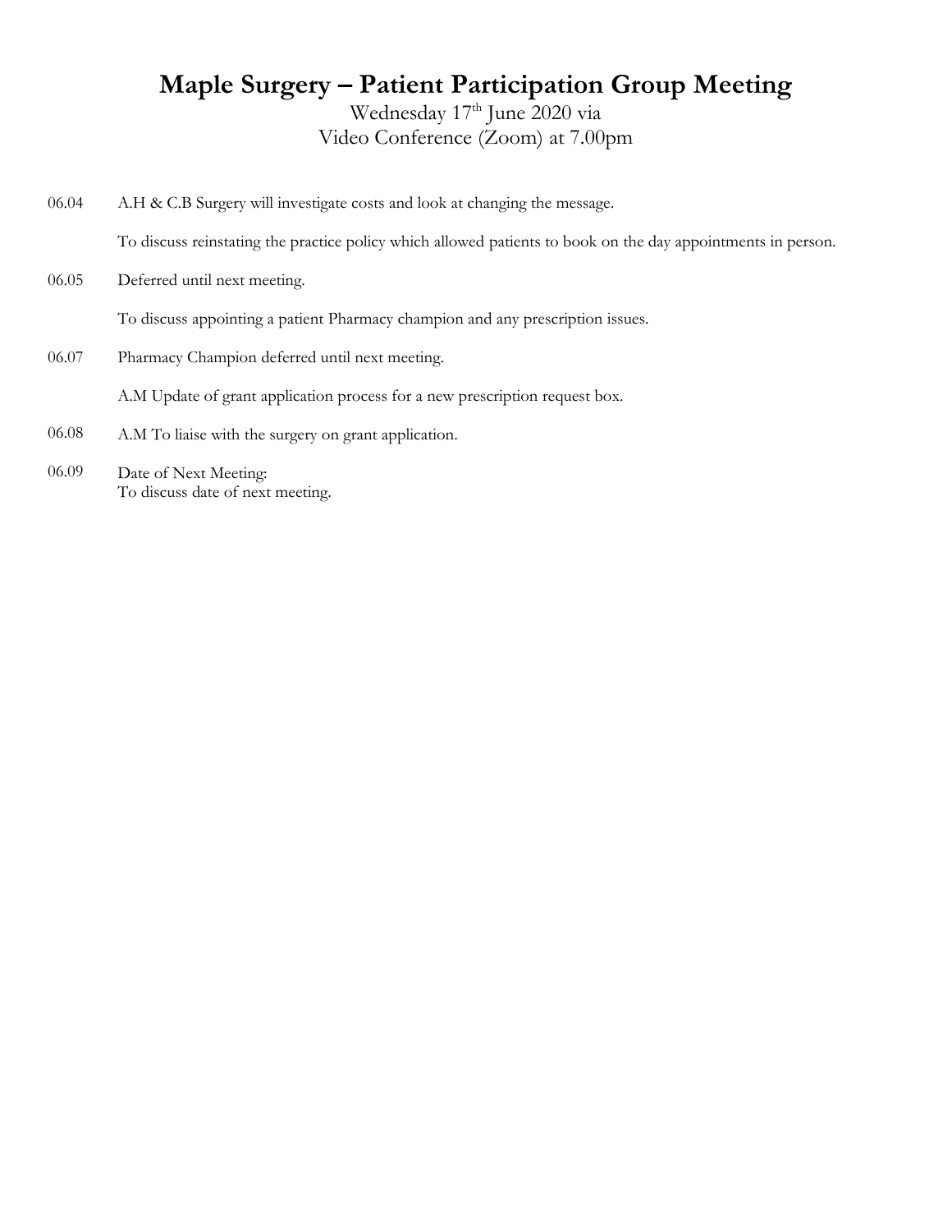# Maple Surgery – Patient Participation Group Meeting

Wednesday 17th June 2020 via
Video Conference (Zoom) at 7.00pm

06.04 A.H & C.B Surgery will investigate costs and look at changing the message.

To discuss reinstating the practice policy which allowed patients to book on the day appointments in person.

06.05 Deferred until next meeting.

To discuss appointing a patient Pharmacy champion and any prescription issues.

06.07 Pharmacy Champion deferred until next meeting.

A.M Update of grant application process for a new prescription request box.

06.08 A.M To liaise with the surgery on grant application.

06.09 Date of Next Meeting:
To discuss date of next meeting.